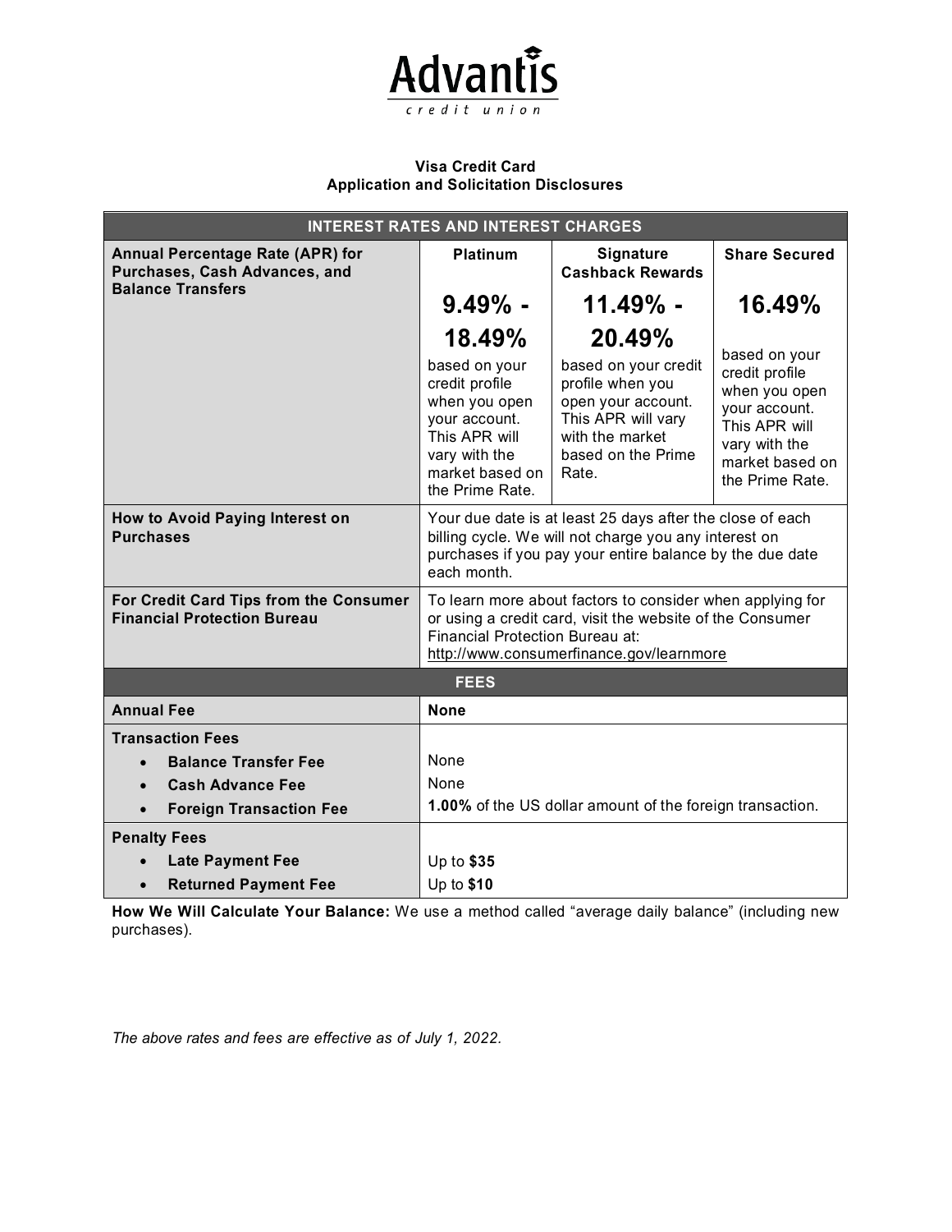# Advantis credit union

**Visa Credit Card**
**Application and Solicitation Disclosures**

| INTEREST RATES AND INTEREST CHARGES | | | |
|---|---|---|---|
| **Annual Percentage Rate (APR) for Purchases, Cash Advances, and Balance Transfers** | **Platinum** | **Signature Cashback Rewards** | **Share Secured** |
| | **9.49% - 18.49%** based on your credit profile when you open your account. This APR will vary with the market based on the Prime Rate. | **11.49% - 20.49%** based on your credit profile when you open your account. This APR will vary with the market based on the Prime Rate. | **16.49%** based on your credit profile when you open your account. This APR will vary with the market based on the Prime Rate. |
| **How to Avoid Paying Interest on Purchases** | Your due date is at least 25 days after the close of each billing cycle. We will not charge you any interest on purchases if you pay your entire balance by the due date each month. | | |
| **For Credit Card Tips from the Consumer Financial Protection Bureau** | To learn more about factors to consider when applying for or using a credit card, visit the website of the Consumer Financial Protection Bureau at: http://www.consumerfinance.gov/learnmore | | |

| FEES | |
|---|---|
| **Annual Fee** | **None** |
| **Transaction Fees** | |
| • **Balance Transfer Fee** | None |
| • **Cash Advance Fee** | None |
| • **Foreign Transaction Fee** | **1.00%** of the US dollar amount of the foreign transaction. |
| **Penalty Fees** | |
| • **Late Payment Fee** | Up to **$35** |
| • **Returned Payment Fee** | Up to **$10** |

**How We Will Calculate Your Balance:** We use a method called "average daily balance" (including new purchases).

*The above rates and fees are effective as of July 1, 2022.*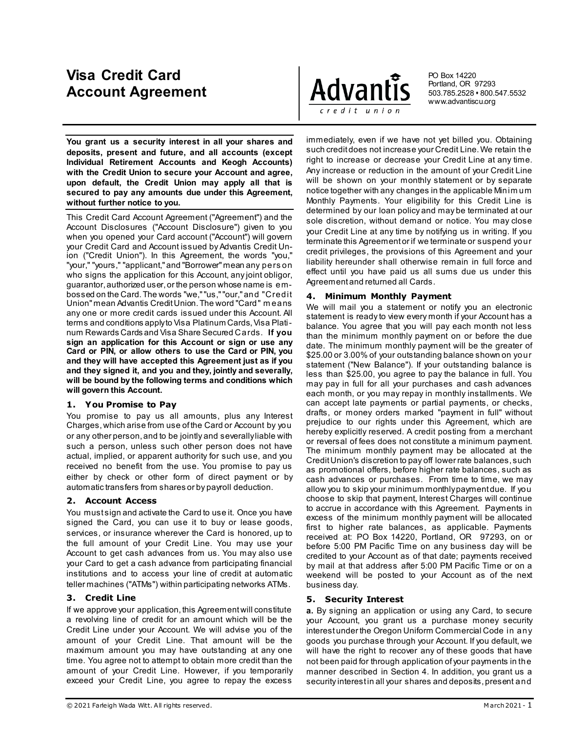# Visa Credit Card Account Agreement

**Advantis credit union**

PO Box 14220
Portland, OR 97293
503.785.2528 • 800.547.5532
www.advantiscu.org

**You grant us a security interest in all your shares and deposits, present and future, and all accounts (except Individual Retirement Accounts and Keogh Accounts) with the Credit Union to secure your Account and agree, upon default, the Credit Union may apply all that is secured to pay any amounts due under this Agreement, without further notice to you.**

This Credit Card Account Agreement ("Agreement") and the Account Disclosures ("Account Disclosure") given to you when you opened your Card account ("Account") will govern your Credit Card and Account issued by Advantis Credit Union ("Credit Union"). In this Agreement, the words "you," "your," "yours," "applicant," and "Borrower" mean any person who signs the application for this Account, any joint obligor, guarantor, authorized user, or the person whose name is embossed on the Card. The words "we," "us," "our," and "Credit Union" mean Advantis Credit Union. The word "Card" means any one or more credit cards issued under this Account. All terms and conditions apply to Visa Platinum Cards, Visa Platinum Rewards Cards and Visa Share Secured Cards. **If you sign an application for this Account or sign or use any Card or PIN, or allow others to use the Card or PIN, you and they will have accepted this Agreement just as if you and they signed it, and you and they, jointly and severally, will be bound by the following terms and conditions which will govern this Account.**

## 1. You Promise to Pay

You promise to pay us all amounts, plus any Interest Charges, which arise from use of the Card or Account by you or any other person, and to be jointly and severally liable with such a person, unless such other person does not have actual, implied, or apparent authority for such use, and you received no benefit from the use. You promise to pay us either by check or other form of direct payment or by automatic transfers from shares or by payroll deduction.

## 2. Account Access

You must sign and activate the Card to use it. Once you have signed the Card, you can use it to buy or lease goods, services, or insurance wherever the Card is honored, up to the full amount of your Credit Line. You may use your Account to get cash advances from us. You may also use your Card to get a cash advance from participating financial institutions and to access your line of credit at automatic teller machines ("ATMs") within participating networks ATMs.

## 3. Credit Line

If we approve your application, this Agreement will constitute a revolving line of credit for an amount which will be the Credit Line under your Account. We will advise you of the amount of your Credit Line. That amount will be the maximum amount you may have outstanding at any one time. You agree not to attempt to obtain more credit than the amount of your Credit Line. However, if you temporarily exceed your Credit Line, you agree to repay the excess immediately, even if we have not yet billed you. Obtaining such credit does not increase your Credit Line. We retain the right to increase or decrease your Credit Line at any time. Any increase or reduction in the amount of your Credit Line will be shown on your monthly statement or by separate notice together with any changes in the applicable Minimum Monthly Payments. Your eligibility for this Credit Line is determined by our loan policy and may be terminated at our sole discretion, without demand or notice. You may close your Credit Line at any time by notifying us in writing. If you terminate this Agreement or if we terminate or suspend your credit privileges, the provisions of this Agreement and your liability hereunder shall otherwise remain in full force and effect until you have paid us all sums due us under this Agreement and returned all Cards.

## 4. Minimum Monthly Payment

We will mail you a statement or notify you an electronic statement is ready to view every month if your Account has a balance. You agree that you will pay each month not less than the minimum monthly payment on or before the due date. The minimum monthly payment will be the greater of $25.00 or 3.00% of your outstanding balance shown on your statement ("New Balance"). If your outstanding balance is less than $25.00, you agree to pay the balance in full. You may pay in full for all your purchases and cash advances each month, or you may repay in monthly installments. We can accept late payments or partial payments, or checks, drafts, or money orders marked "payment in full" without prejudice to our rights under this Agreement, which are hereby explicitly reserved. A credit posting from a merchant or reversal of fees does not constitute a minimum payment. The minimum monthly payment may be allocated at the Credit Union's discretion to pay off lower rate balances, such as promotional offers, before higher rate balances, such as cash advances or purchases. From time to time, we may allow you to skip your minimum monthly payment due. If you choose to skip that payment, Interest Charges will continue to accrue in accordance with this Agreement. Payments in excess of the minimum monthly payment will be allocated first to higher rate balances, as applicable. Payments received at: PO Box 14220, Portland, OR 97293, on or before 5:00 PM Pacific Time on any business day will be credited to your Account as of that date; payments received by mail at that address after 5:00 PM Pacific Time or on a weekend will be posted to your Account as of the next business day.

## 5. Security Interest

**a.** By signing an application or using any Card, to secure your Account, you grant us a purchase money security interest under the Oregon Uniform Commercial Code in any goods you purchase through your Account. If you default, we will have the right to recover any of these goods that have not been paid for through application of your payments in the manner described in Section 4. In addition, you grant us a security interest in all your shares and deposits, present and

© 2021 Farleigh Wada Witt. All rights reserved.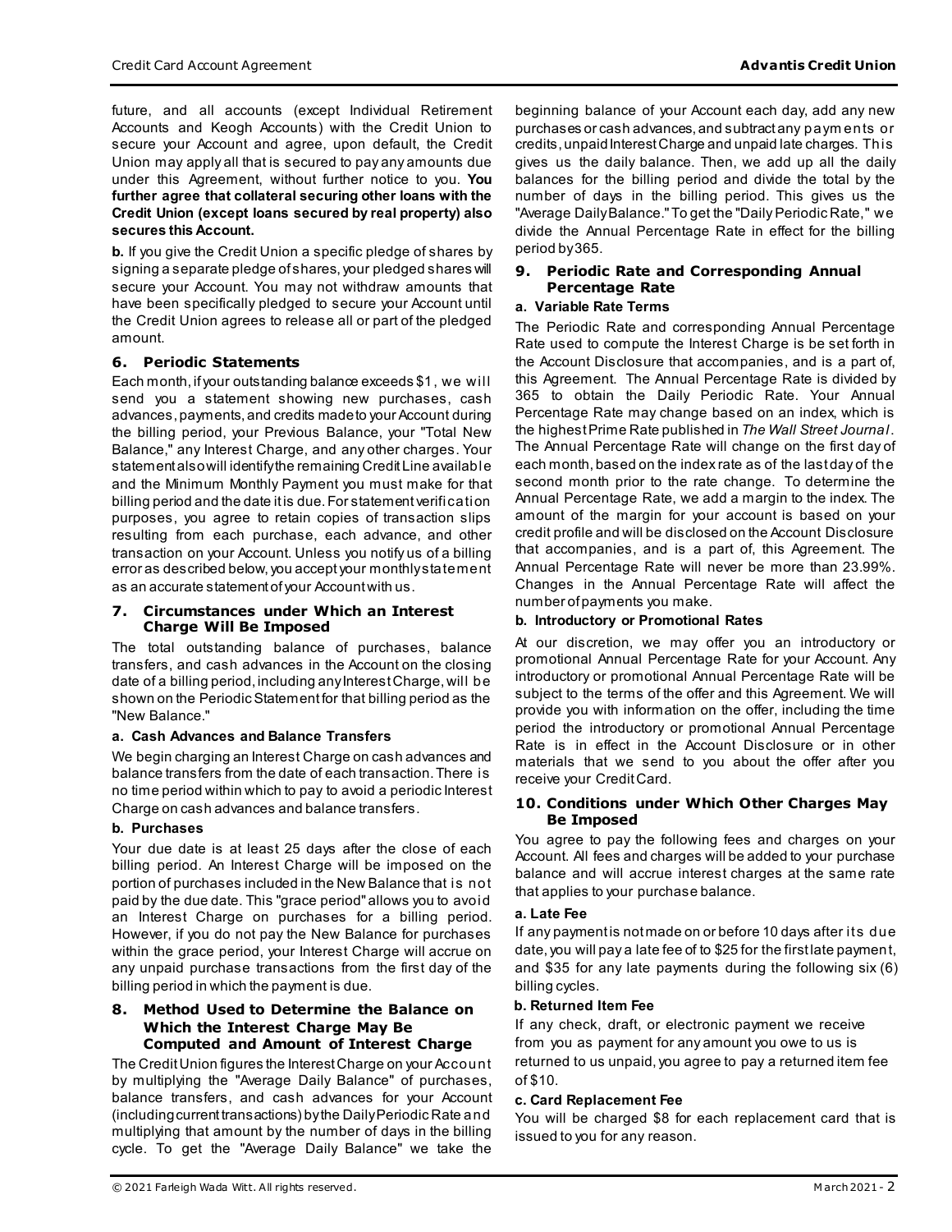future, and all accounts (except Individual Retirement Accounts and Keogh Accounts) with the Credit Union to secure your Account and agree, upon default, the Credit Union may apply all that is secured to pay any amounts due under this Agreement, without further notice to you. **You further agree that collateral securing other loans with the Credit Union (except loans secured by real property) also secures this Account.**

**b.** If you give the Credit Union a specific pledge of shares by signing a separate pledge of shares, your pledged shares will secure your Account. You may not withdraw amounts that have been specifically pledged to secure your Account until the Credit Union agrees to release all or part of the pledged amount.

### 6. Periodic Statements

Each month, if your outstanding balance exceeds $1, we will send you a statement showing new purchases, cash advances, payments, and credits made to your Account during the billing period, your Previous Balance, your "Total New Balance," any Interest Charge, and any other charges. Your statement also will identify the remaining Credit Line available and the Minimum Monthly Payment you must make for that billing period and the date it is due. For statement verification purposes, you agree to retain copies of transaction slips resulting from each purchase, each advance, and other transaction on your Account. Unless you notify us of a billing error as described below, you accept your monthly statement as an accurate statement of your Account with us.

### 7. Circumstances under Which an Interest Charge Will Be Imposed

The total outstanding balance of purchases, balance transfers, and cash advances in the Account on the closing date of a billing period, including any Interest Charge, will be shown on the Periodic Statement for that billing period as the "New Balance."

**a. Cash Advances and Balance Transfers**

We begin charging an Interest Charge on cash advances and balance transfers from the date of each transaction. There is no time period within which to pay to avoid a periodic Interest Charge on cash advances and balance transfers.

**b. Purchases**

Your due date is at least 25 days after the close of each billing period. An Interest Charge will be imposed on the portion of purchases included in the New Balance that is not paid by the due date. This "grace period" allows you to avoid an Interest Charge on purchases for a billing period. However, if you do not pay the New Balance for purchases within the grace period, your Interest Charge will accrue on any unpaid purchase transactions from the first day of the billing period in which the payment is due.

### 8. Method Used to Determine the Balance on Which the Interest Charge May Be Computed and Amount of Interest Charge

The Credit Union figures the Interest Charge on your Account by multiplying the "Average Daily Balance" of purchases, balance transfers, and cash advances for your Account (including current transactions) by the Daily Periodic Rate and multiplying that amount by the number of days in the billing cycle. To get the "Average Daily Balance" we take the beginning balance of your Account each day, add any new purchases or cash advances, and subtract any payments or credits, unpaid Interest Charge and unpaid late charges. This gives us the daily balance. Then, we add up all the daily balances for the billing period and divide the total by the number of days in the billing period. This gives us the "Average Daily Balance." To get the "Daily Periodic Rate," we divide the Annual Percentage Rate in effect for the billing period by 365.

### 9. Periodic Rate and Corresponding Annual Percentage Rate

**a. Variable Rate Terms**

The Periodic Rate and corresponding Annual Percentage Rate used to compute the Interest Charge is be set forth in the Account Disclosure that accompanies, and is a part of, this Agreement. The Annual Percentage Rate is divided by 365 to obtain the Daily Periodic Rate. Your Annual Percentage Rate may change based on an index, which is the highest Prime Rate published in *The Wall Street Journal*. The Annual Percentage Rate will change on the first day of each month, based on the index rate as of the last day of the second month prior to the rate change. To determine the Annual Percentage Rate, we add a margin to the index. The amount of the margin for your account is based on your credit profile and will be disclosed on the Account Disclosure that accompanies, and is a part of, this Agreement. The Annual Percentage Rate will never be more than 23.99%. Changes in the Annual Percentage Rate will affect the number of payments you make.

**b. Introductory or Promotional Rates**

At our discretion, we may offer you an introductory or promotional Annual Percentage Rate for your Account. Any introductory or promotional Annual Percentage Rate will be subject to the terms of the offer and this Agreement. We will provide you with information on the offer, including the time period the introductory or promotional Annual Percentage Rate is in effect in the Account Disclosure or in other materials that we send to you about the offer after you receive your Credit Card.

### 10. Conditions under Which Other Charges May Be Imposed

You agree to pay the following fees and charges on your Account. All fees and charges will be added to your purchase balance and will accrue interest charges at the same rate that applies to your purchase balance.

**a. Late Fee**

If any payment is not made on or before 10 days after its due date, you will pay a late fee of to $25 for the first late payment, and $35 for any late payments during the following six (6) billing cycles.

**b. Returned Item Fee**

If any check, draft, or electronic payment we receive from you as payment for any amount you owe to us is returned to us unpaid, you agree to pay a returned item fee of $10.

**c. Card Replacement Fee**

You will be charged $8 for each replacement card that is issued to you for any reason.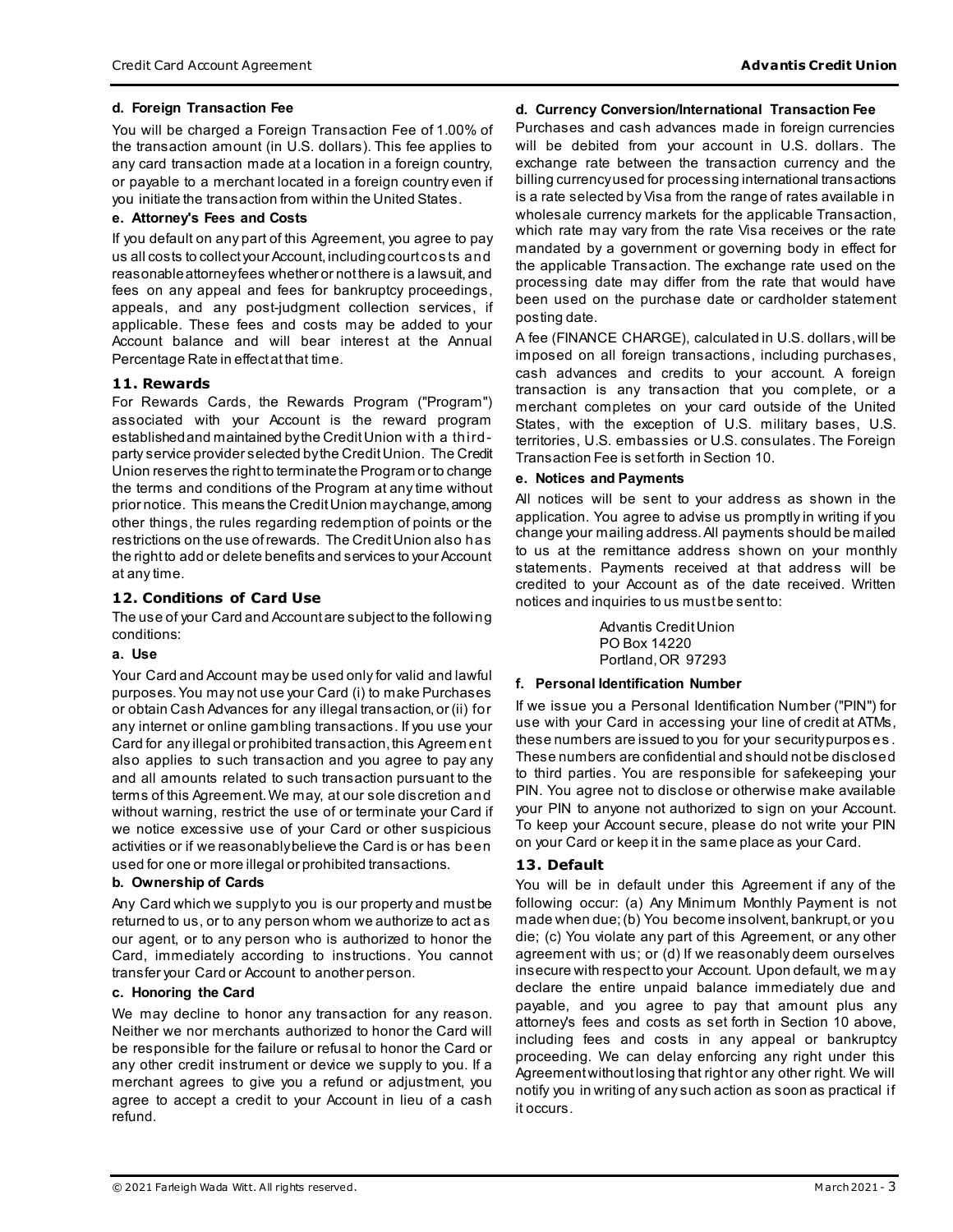**d. Foreign Transaction Fee**

You will be charged a Foreign Transaction Fee of 1.00% of the transaction amount (in U.S. dollars). This fee applies to any card transaction made at a location in a foreign country, or payable to a merchant located in a foreign country even if you initiate the transaction from within the United States.

**e. Attorney's Fees and Costs**

If you default on any part of this Agreement, you agree to pay us all costs to collect your Account, including court costs and reasonable attorney fees whether or not there is a lawsuit, and fees on any appeal and fees for bankruptcy proceedings, appeals, and any post-judgment collection services, if applicable. These fees and costs may be added to your Account balance and will bear interest at the Annual Percentage Rate in effect at that time.

## 11. Rewards

For Rewards Cards, the Rewards Program ("Program") associated with your Account is the reward program established and maintained by the Credit Union with a third-party service provider selected by the Credit Union. The Credit Union reserves the right to terminate the Program or to change the terms and conditions of the Program at any time without prior notice. This means the Credit Union may change, among other things, the rules regarding redemption of points or the restrictions on the use of rewards. The Credit Union also has the right to add or delete benefits and services to your Account at any time.

## 12. Conditions of Card Use

The use of your Card and Account are subject to the following conditions:

**a. Use**

Your Card and Account may be used only for valid and lawful purposes. You may not use your Card (i) to make Purchases or obtain Cash Advances for any illegal transaction, or (ii) for any internet or online gambling transactions. If you use your Card for any illegal or prohibited transaction, this Agreement also applies to such transaction and you agree to pay any and all amounts related to such transaction pursuant to the terms of this Agreement. We may, at our sole discretion and without warning, restrict the use of or terminate your Card if we notice excessive use of your Card or other suspicious activities or if we reasonably believe the Card is or has been used for one or more illegal or prohibited transactions.

**b. Ownership of Cards**

Any Card which we supply to you is our property and must be returned to us, or to any person whom we authorize to act as our agent, or to any person who is authorized to honor the Card, immediately according to instructions. You cannot transfer your Card or Account to another person.

**c. Honoring the Card**

We may decline to honor any transaction for any reason. Neither we nor merchants authorized to honor the Card will be responsible for the failure or refusal to honor the Card or any other credit instrument or device we supply to you. If a merchant agrees to give you a refund or adjustment, you agree to accept a credit to your Account in lieu of a cash refund.

**d. Currency Conversion/International Transaction Fee**

Purchases and cash advances made in foreign currencies will be debited from your account in U.S. dollars. The exchange rate between the transaction currency and the billing currency used for processing international transactions is a rate selected by Visa from the range of rates available in wholesale currency markets for the applicable Transaction, which rate may vary from the rate Visa receives or the rate mandated by a government or governing body in effect for the applicable Transaction. The exchange rate used on the processing date may differ from the rate that would have been used on the purchase date or cardholder statement posting date.

A fee (FINANCE CHARGE), calculated in U.S. dollars, will be imposed on all foreign transactions, including purchases, cash advances and credits to your account. A foreign transaction is any transaction that you complete, or a merchant completes on your card outside of the United States, with the exception of U.S. military bases, U.S. territories, U.S. embassies or U.S. consulates. The Foreign Transaction Fee is set forth in Section 10.

**e. Notices and Payments**

All notices will be sent to your address as shown in the application. You agree to advise us promptly in writing if you change your mailing address. All payments should be mailed to us at the remittance address shown on your monthly statements. Payments received at that address will be credited to your Account as of the date received. Written notices and inquiries to us must be sent to:

Advantis Credit Union
PO Box 14220
Portland, OR 97293

**f. Personal Identification Number**

If we issue you a Personal Identification Number ("PIN") for use with your Card in accessing your line of credit at ATMs, these numbers are issued to you for your security purposes. These numbers are confidential and should not be disclosed to third parties. You are responsible for safekeeping your PIN. You agree not to disclose or otherwise make available your PIN to anyone not authorized to sign on your Account. To keep your Account secure, please do not write your PIN on your Card or keep it in the same place as your Card.

## 13. Default

You will be in default under this Agreement if any of the following occur: (a) Any Minimum Monthly Payment is not made when due; (b) You become insolvent, bankrupt, or you die; (c) You violate any part of this Agreement, or any other agreement with us; or (d) If we reasonably deem ourselves insecure with respect to your Account. Upon default, we may declare the entire unpaid balance immediately due and payable, and you agree to pay that amount plus any attorney's fees and costs as set forth in Section 10 above, including fees and costs in any appeal or bankruptcy proceeding. We can delay enforcing any right under this Agreement without losing that right or any other right. We will notify you in writing of any such action as soon as practical if it occurs.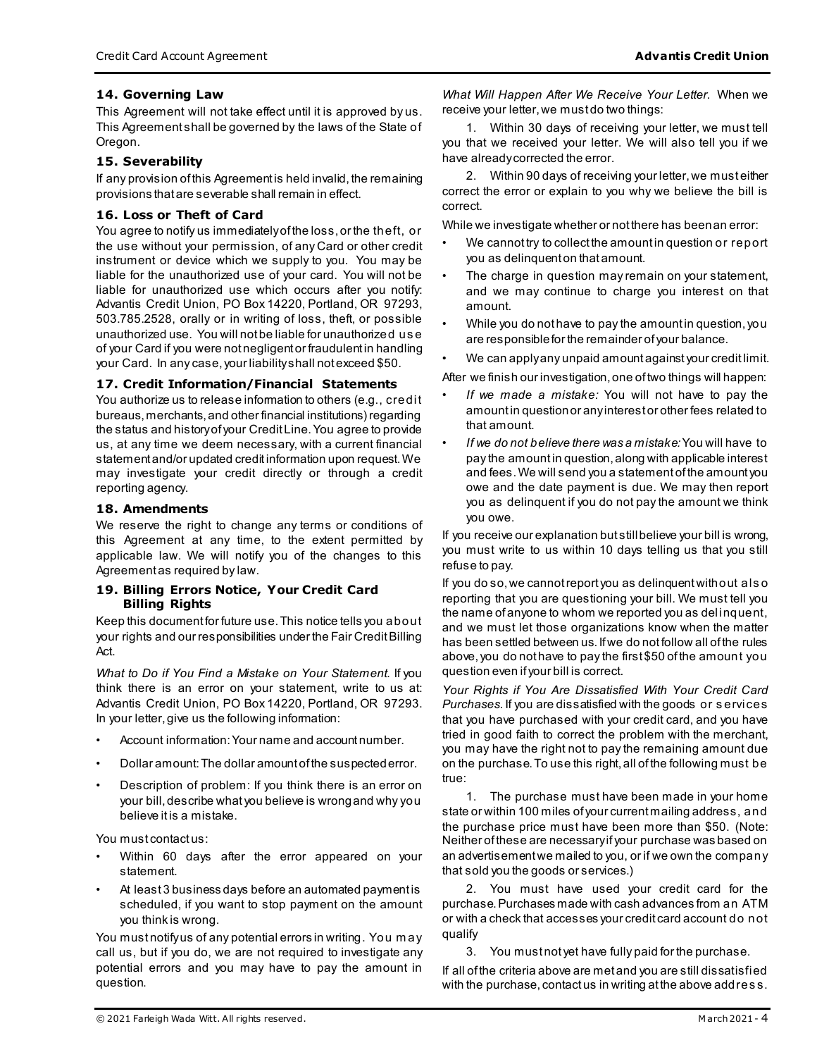### 14. Governing Law

This Agreement will not take effect until it is approved by us. This Agreement shall be governed by the laws of the State of Oregon.

### 15. Severability

If any provision of this Agreement is held invalid, the remaining provisions that are severable shall remain in effect.

### 16. Loss or Theft of Card

You agree to notify us immediately of the loss, or the theft, or the use without your permission, of any Card or other credit instrument or device which we supply to you. You may be liable for the unauthorized use of your card. You will not be liable for unauthorized use which occurs after you notify: Advantis Credit Union, PO Box 14220, Portland, OR 97293, 503.785.2528, orally or in writing of loss, theft, or possible unauthorized use. You will not be liable for unauthorized use of your Card if you were not negligent or fraudulent in handling your Card. In any case, your liability shall not exceed $50.

### 17. Credit Information/Financial Statements

You authorize us to release information to others (e.g., credit bureaus, merchants, and other financial institutions) regarding the status and history of your Credit Line. You agree to provide us, at any time we deem necessary, with a current financial statement and/or updated credit information upon request. We may investigate your credit directly or through a credit reporting agency.

### 18. Amendments

We reserve the right to change any terms or conditions of this Agreement at any time, to the extent permitted by applicable law. We will notify you of the changes to this Agreement as required by law.

### 19. Billing Errors Notice, Your Credit Card Billing Rights

Keep this document for future use. This notice tells you about your rights and our responsibilities under the Fair Credit Billing Act.

*What to Do if You Find a Mistake on Your Statement.* If you think there is an error on your statement, write to us at: Advantis Credit Union, PO Box 14220, Portland, OR 97293. In your letter, give us the following information:

- Account information: Your name and account number.
- Dollar amount: The dollar amount of the suspected error.
- Description of problem: If you think there is an error on your bill, describe what you believe is wrong and why you believe it is a mistake.

You must contact us:

- Within 60 days after the error appeared on your statement.
- At least 3 business days before an automated payment is scheduled, if you want to stop payment on the amount you think is wrong.

You must notify us of any potential errors in writing. You may call us, but if you do, we are not required to investigate any potential errors and you may have to pay the amount in question.

*What Will Happen After We Receive Your Letter.* When we receive your letter, we must do two things:

1. Within 30 days of receiving your letter, we must tell you that we received your letter. We will also tell you if we have already corrected the error.
2. Within 90 days of receiving your letter, we must either correct the error or explain to you why we believe the bill is correct.

While we investigate whether or not there has been an error:

- We cannot try to collect the amount in question or report you as delinquent on that amount.
- The charge in question may remain on your statement, and we may continue to charge you interest on that amount.
- While you do not have to pay the amount in question, you are responsible for the remainder of your balance.
- We can apply any unpaid amount against your credit limit.

After we finish our investigation, one of two things will happen:

- *If we made a mistake:* You will not have to pay the amount in question or any interest or other fees related to that amount.
- *If we do not believe there was a mistake:* You will have to pay the amount in question, along with applicable interest and fees. We will send you a statement of the amount you owe and the date payment is due. We may then report you as delinquent if you do not pay the amount we think you owe.

If you receive our explanation but still believe your bill is wrong, you must write to us within 10 days telling us that you still refuse to pay.

If you do so, we cannot report you as delinquent without also reporting that you are questioning your bill. We must tell you the name of anyone to whom we reported you as delinquent, and we must let those organizations know when the matter has been settled between us. If we do not follow all of the rules above, you do not have to pay the first $50 of the amount you question even if your bill is correct.

*Your Rights if You Are Dissatisfied With Your Credit Card Purchases.* If you are dissatisfied with the goods or services that you have purchased with your credit card, and you have tried in good faith to correct the problem with the merchant, you may have the right not to pay the remaining amount due on the purchase. To use this right, all of the following must be true:

1. The purchase must have been made in your home state or within 100 miles of your current mailing address, and the purchase price must have been more than $50. (Note: Neither of these are necessary if your purchase was based on an advertisement we mailed to you, or if we own the company that sold you the goods or services.)
2. You must have used your credit card for the purchase. Purchases made with cash advances from an ATM or with a check that accesses your credit card account do not qualify
3. You must not yet have fully paid for the purchase.

If all of the criteria above are met and you are still dissatisfied with the purchase, contact us in writing at the above address.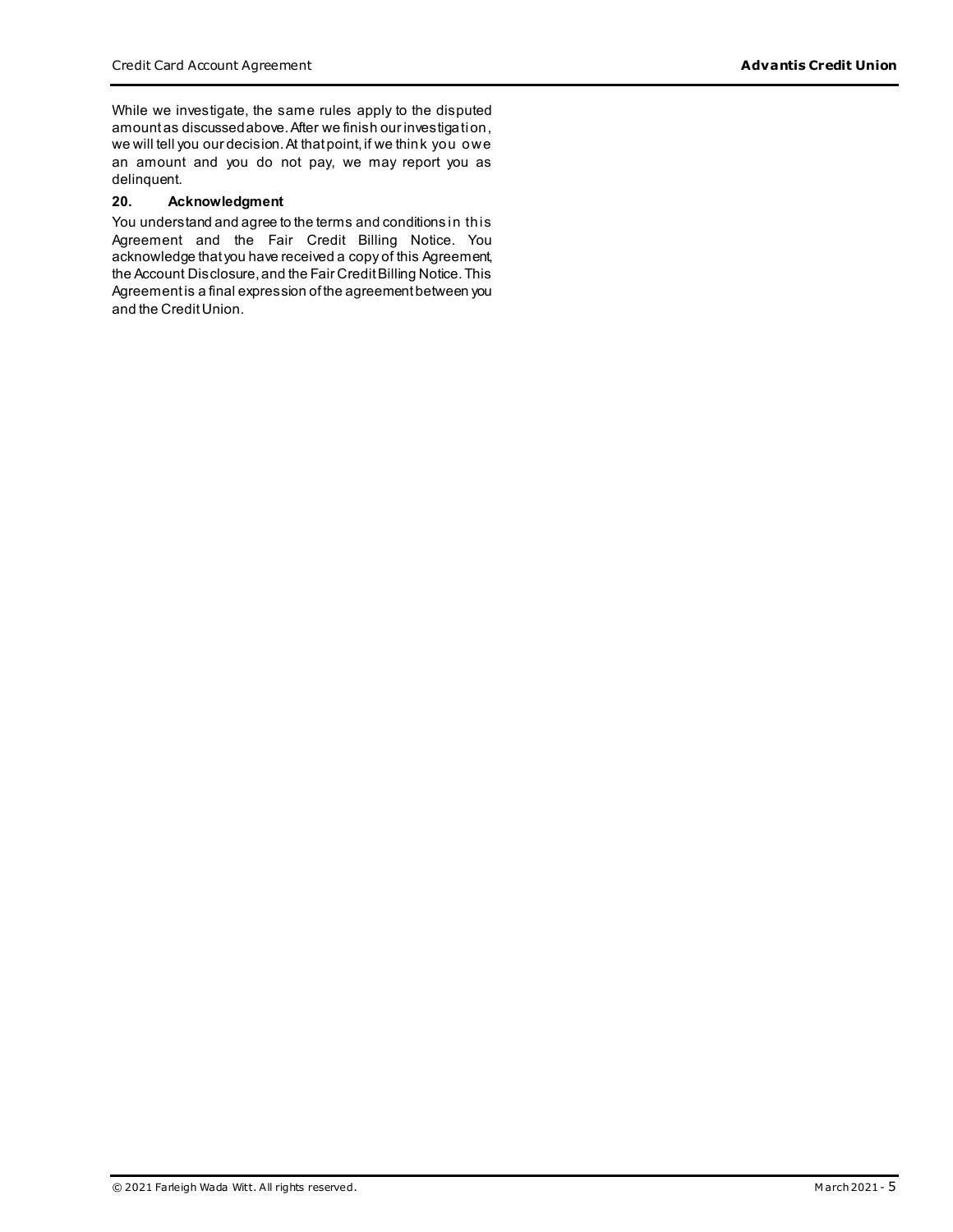While we investigate, the same rules apply to the disputed amount as discussed above. After we finish our investigation, we will tell you our decision. At that point, if we think you owe an amount and you do not pay, we may report you as delinquent.

**20. Acknowledgment**

You understand and agree to the terms and conditions in this Agreement and the Fair Credit Billing Notice. You acknowledge that you have received a copy of this Agreement, the Account Disclosure, and the Fair Credit Billing Notice. This Agreement is a final expression of the agreement between you and the Credit Union.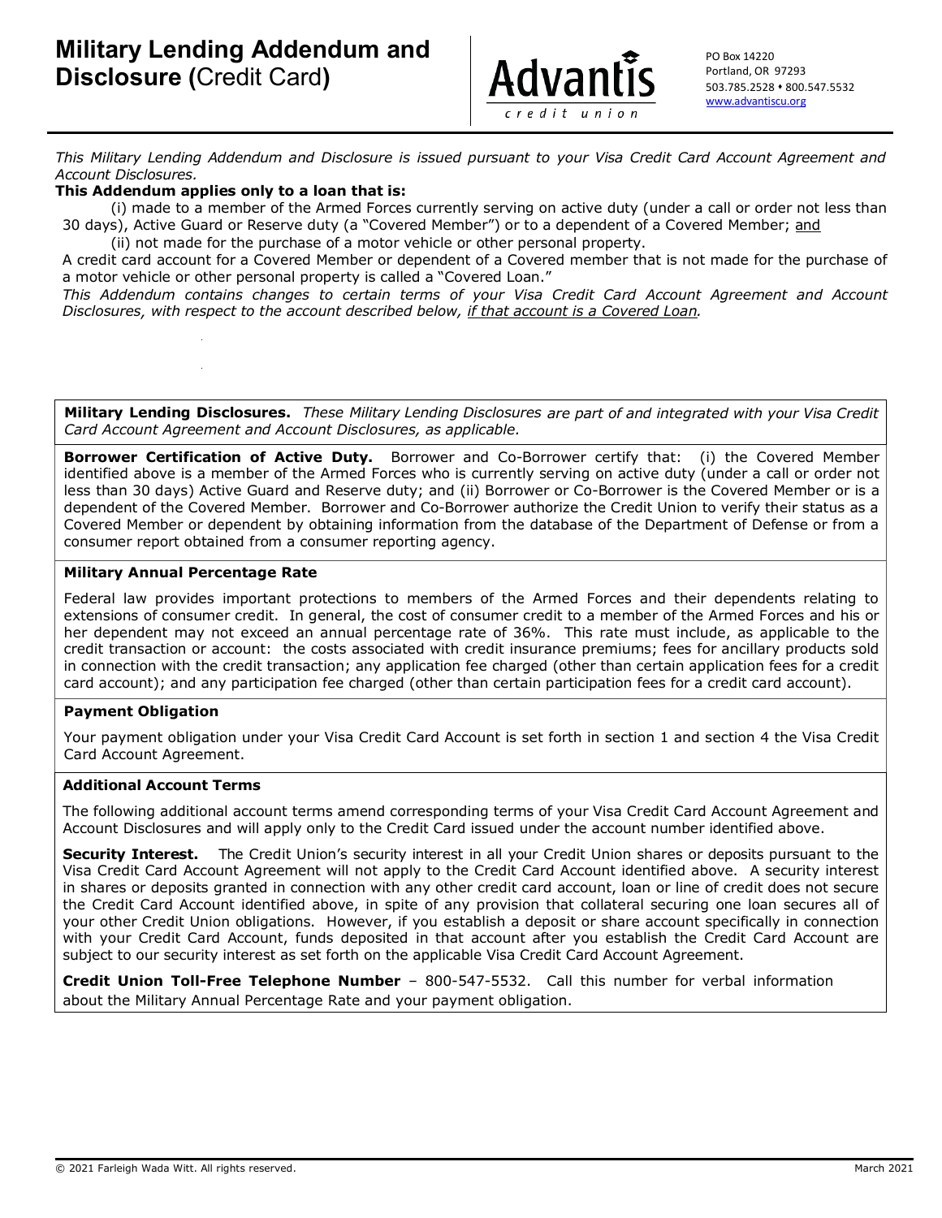# Military Lending Addendum and Disclosure (Credit Card)

Advantis credit union

PO Box 14220
Portland, OR 97293
503.785.2528 • 800.547.5532
www.advantiscu.org

*This Military Lending Addendum and Disclosure is issued pursuant to your Visa Credit Card Account Agreement and Account Disclosures.*

**This Addendum applies only to a loan that is:**

(i) made to a member of the Armed Forces currently serving on active duty (under a call or order not less than 30 days), Active Guard or Reserve duty (a "Covered Member") or to a dependent of a Covered Member; and

(ii) not made for the purchase of a motor vehicle or other personal property.

A credit card account for a Covered Member or dependent of a Covered member that is not made for the purchase of a motor vehicle or other personal property is called a "Covered Loan."

*This Addendum contains changes to certain terms of your Visa Credit Card Account Agreement and Account Disclosures, with respect to the account described below, if that account is a Covered Loan.*

**Military Lending Disclosures.** *These Military Lending Disclosures are part of and integrated with your Visa Credit Card Account Agreement and Account Disclosures, as applicable.*

**Borrower Certification of Active Duty.** Borrower and Co-Borrower certify that: (i) the Covered Member identified above is a member of the Armed Forces who is currently serving on active duty (under a call or order not less than 30 days) Active Guard and Reserve duty; and (ii) Borrower or Co-Borrower is the Covered Member or is a dependent of the Covered Member. Borrower and Co-Borrower authorize the Credit Union to verify their status as a Covered Member or dependent by obtaining information from the database of the Department of Defense or from a consumer report obtained from a consumer reporting agency.

**Military Annual Percentage Rate**

Federal law provides important protections to members of the Armed Forces and their dependents relating to extensions of consumer credit. In general, the cost of consumer credit to a member of the Armed Forces and his or her dependent may not exceed an annual percentage rate of 36%. This rate must include, as applicable to the credit transaction or account: the costs associated with credit insurance premiums; fees for ancillary products sold in connection with the credit transaction; any application fee charged (other than certain application fees for a credit card account); and any participation fee charged (other than certain participation fees for a credit card account).

**Payment Obligation**

Your payment obligation under your Visa Credit Card Account is set forth in section 1 and section 4 the Visa Credit Card Account Agreement.

**Additional Account Terms**

The following additional account terms amend corresponding terms of your Visa Credit Card Account Agreement and Account Disclosures and will apply only to the Credit Card issued under the account number identified above.

**Security Interest.** The Credit Union's security interest in all your Credit Union shares or deposits pursuant to the Visa Credit Card Account Agreement will not apply to the Credit Card Account identified above. A security interest in shares or deposits granted in connection with any other credit card account, loan or line of credit does not secure the Credit Card Account identified above, in spite of any provision that collateral securing one loan secures all of your other Credit Union obligations. However, if you establish a deposit or share account specifically in connection with your Credit Card Account, funds deposited in that account after you establish the Credit Card Account are subject to our security interest as set forth on the applicable Visa Credit Card Account Agreement.

**Credit Union Toll-Free Telephone Number** – 800-547-5532. Call this number for verbal information about the Military Annual Percentage Rate and your payment obligation.

© 2021 Farleigh Wada Witt. All rights reserved. March 2021